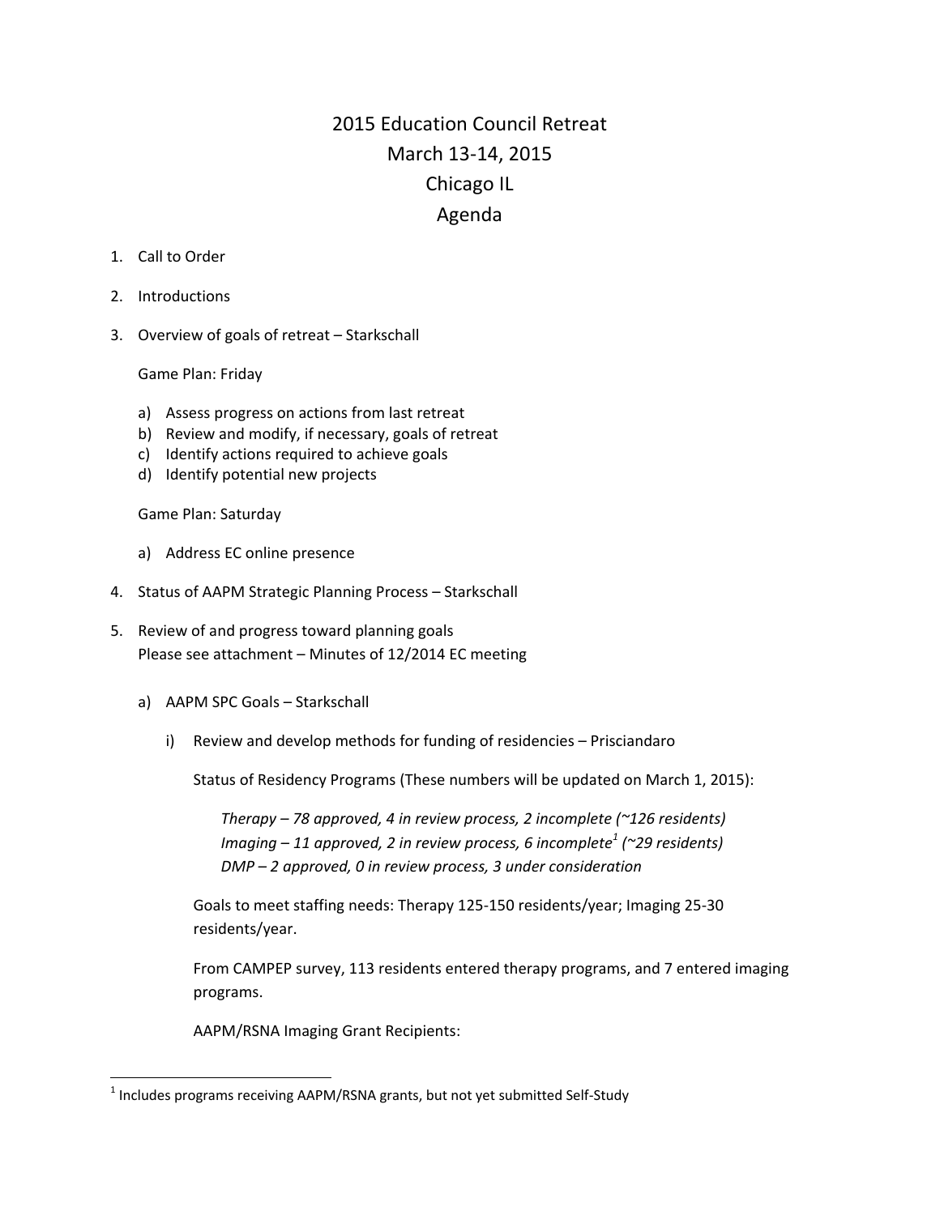# 2015 Education Council Retreat
# March 13-14, 2015
# Chicago IL
# Agenda

1. Call to Order

2. Introductions

3. Overview of goals of retreat – Starkschall

   Game Plan: Friday

   a) Assess progress on actions from last retreat
   b) Review and modify, if necessary, goals of retreat
   c) Identify actions required to achieve goals
   d) Identify potential new projects

   Game Plan: Saturday

   a) Address EC online presence

4. Status of AAPM Strategic Planning Process – Starkschall

5. Review of and progress toward planning goals
   Please see attachment – Minutes of 12/2014 EC meeting

   a) AAPM SPC Goals – Starkschall

      i) Review and develop methods for funding of residencies – Prisciandaro

         Status of Residency Programs (These numbers will be updated on March 1, 2015):

         *Therapy – 78 approved, 4 in review process, 2 incomplete (~126 residents)*
         *Imaging – 11 approved, 2 in review process, 6 incomplete[1] (~29 residents)*
         *DMP – 2 approved, 0 in review process, 3 under consideration*

         Goals to meet staffing needs: Therapy 125-150 residents/year; Imaging 25-30 residents/year.

         From CAMPEP survey, 113 residents entered therapy programs, and 7 entered imaging programs.

         AAPM/RSNA Imaging Grant Recipients:

---

[1] Includes programs receiving AAPM/RSNA grants, but not yet submitted Self-Study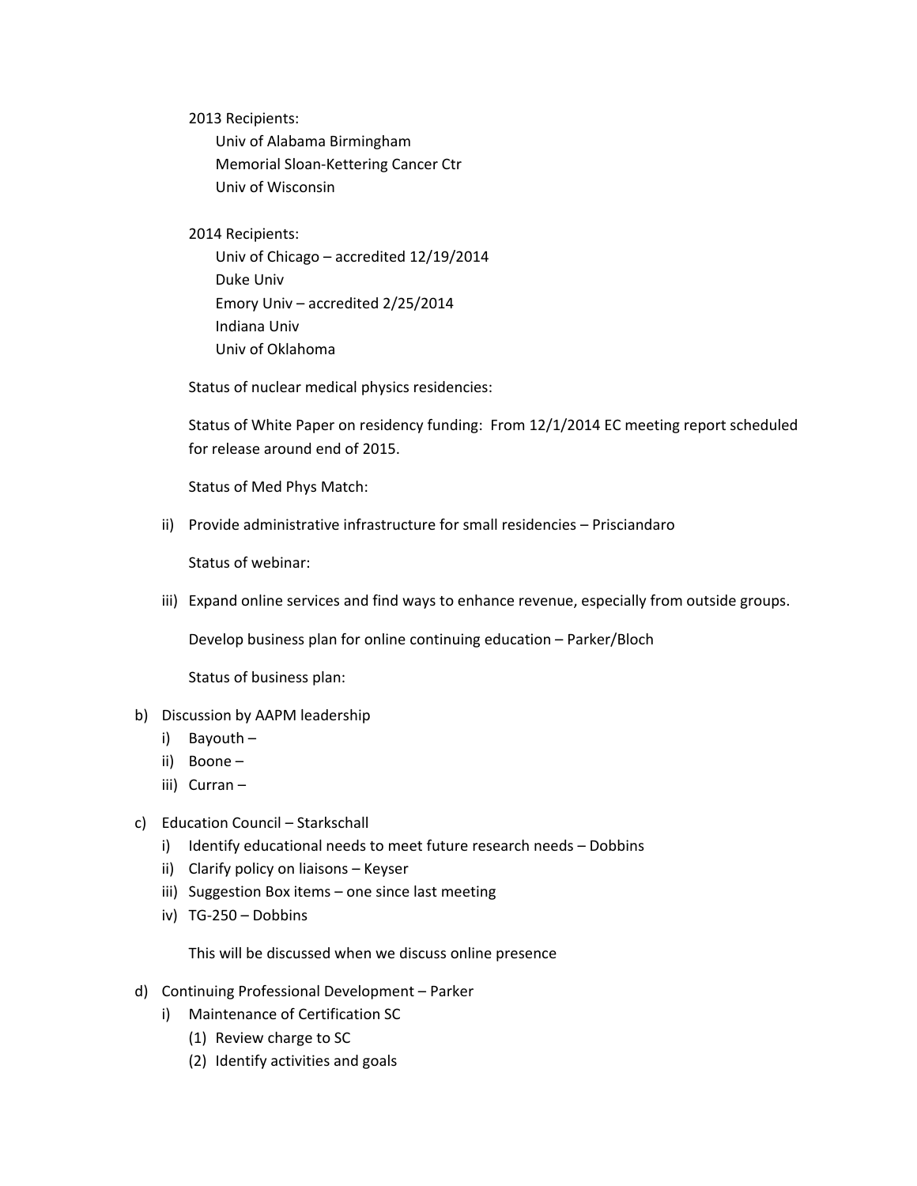2013 Recipients:

- Univ of Alabama Birmingham
- Memorial Sloan-Kettering Cancer Ctr
- Univ of Wisconsin

2014 Recipients:

- Univ of Chicago – accredited 12/19/2014
- Duke Univ
- Emory Univ – accredited 2/25/2014
- Indiana Univ
- Univ of Oklahoma

Status of nuclear medical physics residencies:

Status of White Paper on residency funding: From 12/1/2014 EC meeting report scheduled for release around end of 2015.

Status of Med Phys Match:

ii) Provide administrative infrastructure for small residencies – Prisciandaro

Status of webinar:

iii) Expand online services and find ways to enhance revenue, especially from outside groups.

Develop business plan for online continuing education – Parker/Bloch

Status of business plan:

b) Discussion by AAPM leadership
   - i) Bayouth –
   - ii) Boone –
   - iii) Curran –

c) Education Council – Starkschall
   - i) Identify educational needs to meet future research needs – Dobbins
   - ii) Clarify policy on liaisons – Keyser
   - iii) Suggestion Box items – one since last meeting
   - iv) TG-250 – Dobbins

     This will be discussed when we discuss online presence

d) Continuing Professional Development – Parker
   - i) Maintenance of Certification SC
     - (1) Review charge to SC
     - (2) Identify activities and goals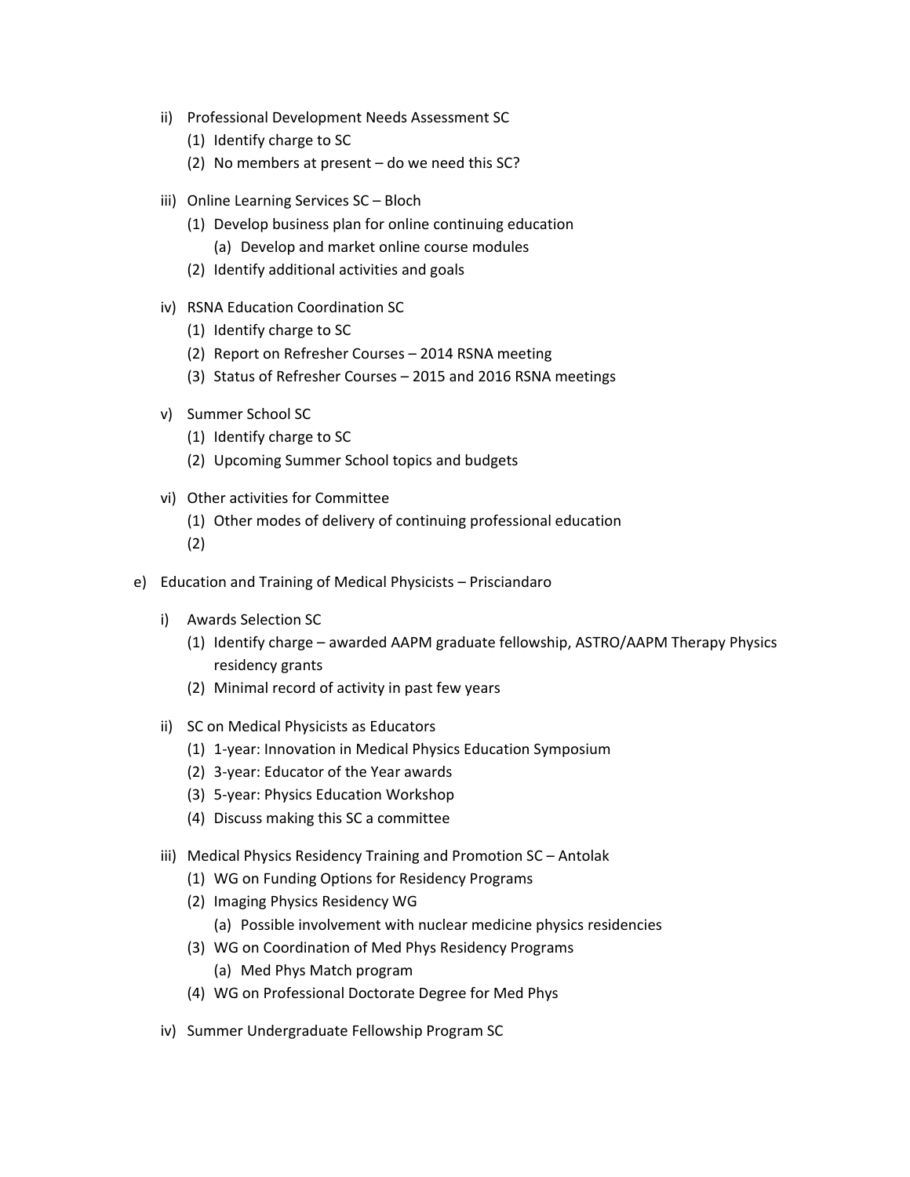- ii) Professional Development Needs Assessment SC
  - (1) Identify charge to SC
  - (2) No members at present – do we need this SC?

- iii) Online Learning Services SC – Bloch
  - (1) Develop business plan for online continuing education
    - (a) Develop and market online course modules
  - (2) Identify additional activities and goals

- iv) RSNA Education Coordination SC
  - (1) Identify charge to SC
  - (2) Report on Refresher Courses – 2014 RSNA meeting
  - (3) Status of Refresher Courses – 2015 and 2016 RSNA meetings

- v) Summer School SC
  - (1) Identify charge to SC
  - (2) Upcoming Summer School topics and budgets

- vi) Other activities for Committee
  - (1) Other modes of delivery of continuing professional education
  - (2)

e) Education and Training of Medical Physicists – Prisciandaro

- i) Awards Selection SC
  - (1) Identify charge – awarded AAPM graduate fellowship, ASTRO/AAPM Therapy Physics residency grants
  - (2) Minimal record of activity in past few years

- ii) SC on Medical Physicists as Educators
  - (1) 1-year: Innovation in Medical Physics Education Symposium
  - (2) 3-year: Educator of the Year awards
  - (3) 5-year: Physics Education Workshop
  - (4) Discuss making this SC a committee

- iii) Medical Physics Residency Training and Promotion SC – Antolak
  - (1) WG on Funding Options for Residency Programs
  - (2) Imaging Physics Residency WG
    - (a) Possible involvement with nuclear medicine physics residencies
  - (3) WG on Coordination of Med Phys Residency Programs
    - (a) Med Phys Match program
  - (4) WG on Professional Doctorate Degree for Med Phys

- iv) Summer Undergraduate Fellowship Program SC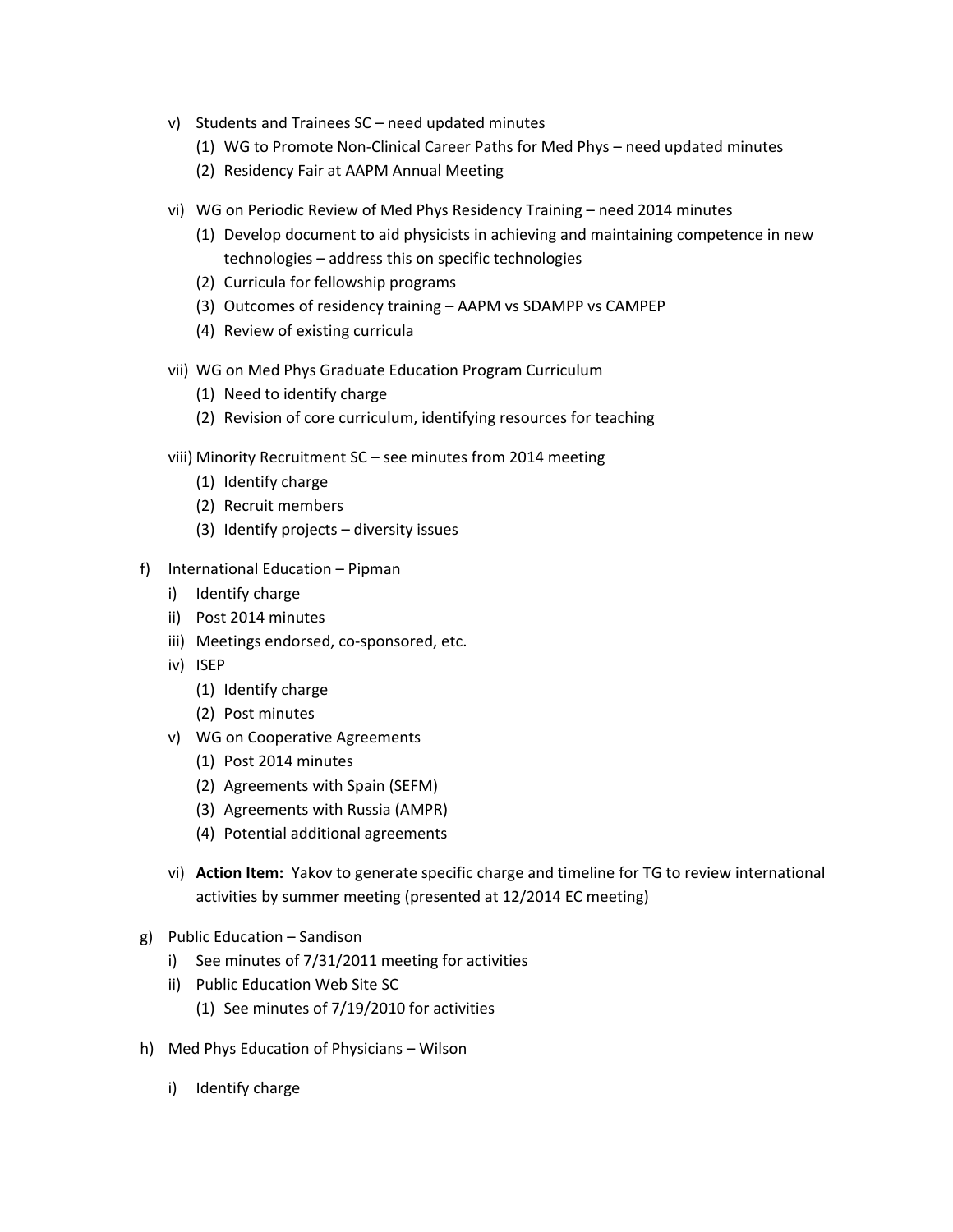v) Students and Trainees SC – need updated minutes
   (1) WG to Promote Non-Clinical Career Paths for Med Phys – need updated minutes
   (2) Residency Fair at AAPM Annual Meeting

vi) WG on Periodic Review of Med Phys Residency Training – need 2014 minutes
   (1) Develop document to aid physicists in achieving and maintaining competence in new technologies – address this on specific technologies
   (2) Curricula for fellowship programs
   (3) Outcomes of residency training – AAPM vs SDAMPP vs CAMPEP
   (4) Review of existing curricula

vii) WG on Med Phys Graduate Education Program Curriculum
   (1) Need to identify charge
   (2) Revision of core curriculum, identifying resources for teaching

viii) Minority Recruitment SC – see minutes from 2014 meeting
   (1) Identify charge
   (2) Recruit members
   (3) Identify projects – diversity issues

f) International Education – Pipman
   i) Identify charge
   ii) Post 2014 minutes
   iii) Meetings endorsed, co-sponsored, etc.
   iv) ISEP
      (1) Identify charge
      (2) Post minutes
   v) WG on Cooperative Agreements
      (1) Post 2014 minutes
      (2) Agreements with Spain (SEFM)
      (3) Agreements with Russia (AMPR)
      (4) Potential additional agreements

   vi) **Action Item:** Yakov to generate specific charge and timeline for TG to review international activities by summer meeting (presented at 12/2014 EC meeting)

g) Public Education – Sandison
   i) See minutes of 7/31/2011 meeting for activities
   ii) Public Education Web Site SC
      (1) See minutes of 7/19/2010 for activities

h) Med Phys Education of Physicians – Wilson

   i) Identify charge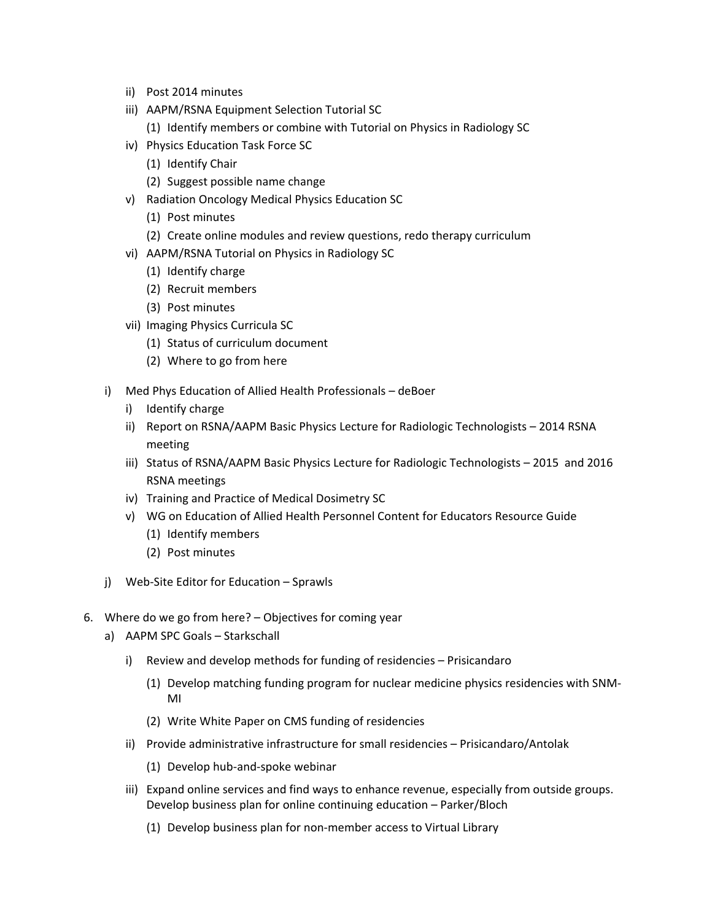- ii) Post 2014 minutes
- iii) AAPM/RSNA Equipment Selection Tutorial SC
  - (1) Identify members or combine with Tutorial on Physics in Radiology SC
- iv) Physics Education Task Force SC
  - (1) Identify Chair
  - (2) Suggest possible name change
- v) Radiation Oncology Medical Physics Education SC
  - (1) Post minutes
  - (2) Create online modules and review questions, redo therapy curriculum
- vi) AAPM/RSNA Tutorial on Physics in Radiology SC
  - (1) Identify charge
  - (2) Recruit members
  - (3) Post minutes
- vii) Imaging Physics Curricula SC
  - (1) Status of curriculum document
  - (2) Where to go from here

i) Med Phys Education of Allied Health Professionals – deBoer
- i) Identify charge
- ii) Report on RSNA/AAPM Basic Physics Lecture for Radiologic Technologists – 2014 RSNA meeting
- iii) Status of RSNA/AAPM Basic Physics Lecture for Radiologic Technologists – 2015 and 2016 RSNA meetings
- iv) Training and Practice of Medical Dosimetry SC
- v) WG on Education of Allied Health Personnel Content for Educators Resource Guide
  - (1) Identify members
  - (2) Post minutes

j) Web-Site Editor for Education – Sprawls

6. Where do we go from here? – Objectives for coming year
   - a) AAPM SPC Goals – Starkschall
     - i) Review and develop methods for funding of residencies – Prisicandaro
       - (1) Develop matching funding program for nuclear medicine physics residencies with SNM-MI
       - (2) Write White Paper on CMS funding of residencies
     - ii) Provide administrative infrastructure for small residencies – Prisicandaro/Antolak
       - (1) Develop hub-and-spoke webinar
     - iii) Expand online services and find ways to enhance revenue, especially from outside groups. Develop business plan for online continuing education – Parker/Bloch
       - (1) Develop business plan for non-member access to Virtual Library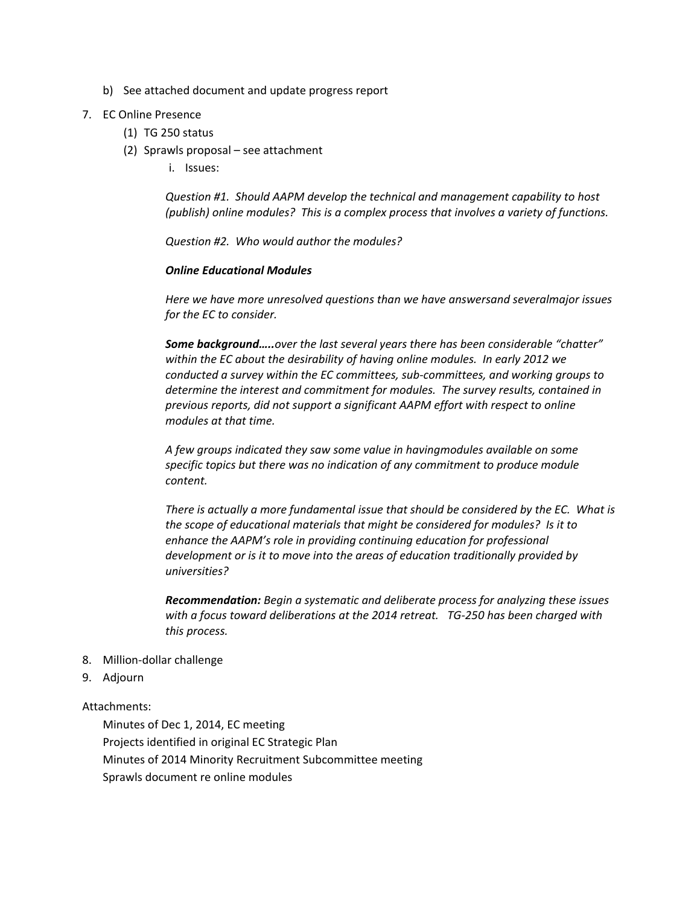b) See attached document and update progress report

7. EC Online Presence
   (1) TG 250 status
   (2) Sprawls proposal – see attachment
      i. Issues:

      *Question #1. Should AAPM develop the technical and management capability to host (publish) online modules? This is a complex process that involves a variety of functions.*

      *Question #2. Who would author the modules?*

      ***Online Educational Modules***

      *Here we have more unresolved questions than we have answersand severalmajor issues for the EC to consider.*

      ***Some background…..*** *over the last several years there has been considerable "chatter" within the EC about the desirability of having online modules. In early 2012 we conducted a survey within the EC committees, sub-committees, and working groups to determine the interest and commitment for modules. The survey results, contained in previous reports, did not support a significant AAPM effort with respect to online modules at that time.*

      *A few groups indicated they saw some value in havingmodules available on some specific topics but there was no indication of any commitment to produce module content.*

      *There is actually a more fundamental issue that should be considered by the EC. What is the scope of educational materials that might be considered for modules? Is it to enhance the AAPM's role in providing continuing education for professional development or is it to move into the areas of education traditionally provided by universities?*

      ***Recommendation:*** *Begin a systematic and deliberate process for analyzing these issues with a focus toward deliberations at the 2014 retreat. TG-250 has been charged with this process.*

8. Million-dollar challenge
9. Adjourn

Attachments:

Minutes of Dec 1, 2014, EC meeting
Projects identified in original EC Strategic Plan
Minutes of 2014 Minority Recruitment Subcommittee meeting
Sprawls document re online modules